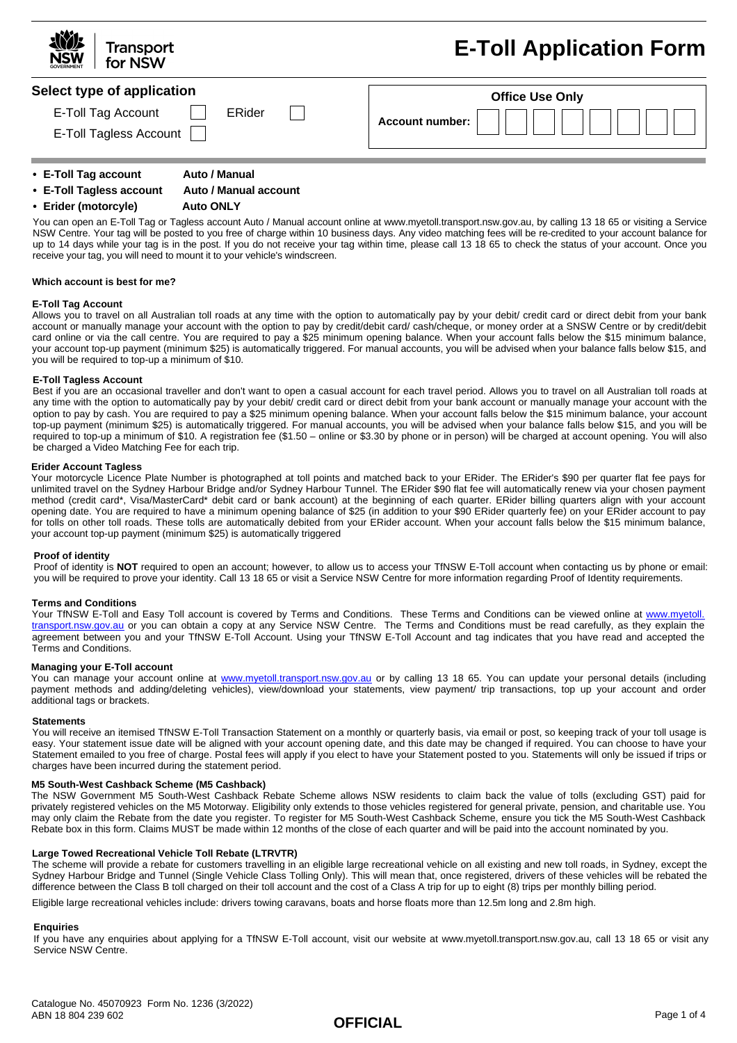# E-Toll Application Form

Transport for NSW

## Select type of application

E-Toll Tag Account ☐ ERider ☐

E-Toll Tagless Account ☐

**Office Use Only**

**Account number:** ☐☐☐☐☐☐☐☐

- **E-Toll Tag account** **Auto / Manual**
- **E-Toll Tagless account** **Auto / Manual account**
- **Erider (motorcyle)** **Auto ONLY**

You can open an E-Toll Tag or Tagless account Auto / Manual account online at www.myetoll.transport.nsw.gov.au, by calling 13 18 65 or visiting a Service NSW Centre. Your tag will be posted to you free of charge within 10 business days. Any video matching fees will be re-credited to your account balance for up to 14 days while your tag is in the post. If you do not receive your tag within time, please call 13 18 65 to check the status of your account. Once you receive your tag, you will need to mount it to your vehicle's windscreen.

**Which account is best for me?**

**E-Toll Tag Account**

Allows you to travel on all Australian toll roads at any time with the option to automatically pay by your debit/ credit card or direct debit from your bank account or manually manage your account with the option to pay by credit/debit card/ cash/cheque, or money order at a SNSW Centre or by credit/debit card online or via the call centre. You are required to pay a $25 minimum opening balance. When your account falls below the $15 minimum balance, your account top-up payment (minimum $25) is automatically triggered. For manual accounts, you will be advised when your balance falls below $15, and you will be required to top-up a minimum of $10.

**E-Toll Tagless Account**

Best if you are an occasional traveller and don't want to open a casual account for each travel period. Allows you to travel on all Australian toll roads at any time with the option to automatically pay by your debit/ credit card or direct debit from your bank account or manually manage your account with the option to pay by cash. You are required to pay a $25 minimum opening balance. When your account falls below the $15 minimum balance, your account top-up payment (minimum $25) is automatically triggered. For manual accounts, you will be advised when your balance falls below $15, and you will be required to top-up a minimum of $10. A registration fee ($1.50 – online or $3.30 by phone or in person) will be charged at account opening. You will also be charged a Video Matching Fee for each trip.

**Erider Account Tagless**

Your motorcycle Licence Plate Number is photographed at toll points and matched back to your ERider. The ERider's $90 per quarter flat fee pays for unlimited travel on the Sydney Harbour Bridge and/or Sydney Harbour Tunnel. The ERider $90 flat fee will automatically renew via your chosen payment method (credit card*, Visa/MasterCard* debit card or bank account) at the beginning of each quarter. ERider billing quarters align with your account opening date. You are required to have a minimum opening balance of $25 (in addition to your $90 ERider quarterly fee) on your ERider account to pay for tolls on other toll roads. These tolls are automatically debited from your ERider account. When your account falls below the $15 minimum balance, your account top-up payment (minimum $25) is automatically triggered

**Proof of identity**

Proof of identity is **NOT** required to open an account; however, to allow us to access your TfNSW E-Toll account when contacting us by phone or email: you will be required to prove your identity. Call 13 18 65 or visit a Service NSW Centre for more information regarding Proof of Identity requirements.

**Terms and Conditions**

Your TfNSW E-Toll and Easy Toll account is covered by Terms and Conditions. These Terms and Conditions can be viewed online at www.myetoll.transport.nsw.gov.au or you can obtain a copy at any Service NSW Centre. The Terms and Conditions must be read carefully, as they explain the agreement between you and your TfNSW E-Toll Account. Using your TfNSW E-Toll Account and tag indicates that you have read and accepted the Terms and Conditions.

**Managing your E-Toll account**

You can manage your account online at www.myetoll.transport.nsw.gov.au or by calling 13 18 65. You can update your personal details (including payment methods and adding/deleting vehicles), view/download your statements, view payment/ trip transactions, top up your account and order additional tags or brackets.

**Statements**

You will receive an itemised TfNSW E-Toll Transaction Statement on a monthly or quarterly basis, via email or post, so keeping track of your toll usage is easy. Your statement issue date will be aligned with your account opening date, and this date may be changed if required. You can choose to have your Statement emailed to you free of charge. Postal fees will apply if you elect to have your Statement posted to you. Statements will only be issued if trips or charges have been incurred during the statement period.

**M5 South-West Cashback Scheme (M5 Cashback)**

The NSW Government M5 South-West Cashback Rebate Scheme allows NSW residents to claim back the value of tolls (excluding GST) paid for privately registered vehicles on the M5 Motorway. Eligibility only extends to those vehicles registered for general private, pension, and charitable use. You may only claim the Rebate from the date you register. To register for M5 South-West Cashback Scheme, ensure you tick the M5 South-West Cashback Rebate box in this form. Claims MUST be made within 12 months of the close of each quarter and will be paid into the account nominated by you.

**Large Towed Recreational Vehicle Toll Rebate (LTRVTR)**

The scheme will provide a rebate for customers travelling in an eligible large recreational vehicle on all existing and new toll roads, in Sydney, except the Sydney Harbour Bridge and Tunnel (Single Vehicle Class Tolling Only). This will mean that, once registered, drivers of these vehicles will be rebated the difference between the Class B toll charged on their toll account and the cost of a Class A trip for up to eight (8) trips per monthly billing period.

Eligible large recreational vehicles include: drivers towing caravans, boats and horse floats more than 12.5m long and 2.8m high.

**Enquiries**

If you have any enquiries about applying for a TfNSW E-Toll account, visit our website at www.myetoll.transport.nsw.gov.au, call 13 18 65 or visit any Service NSW Centre.

Catalogue No. 45070923 Form No. 1236 (3/2022)
ABN 18 804 239 602

**OFFICIAL**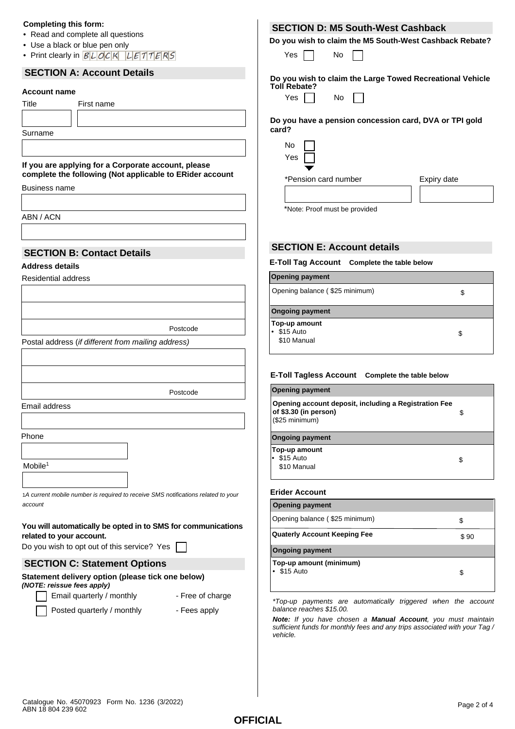**Completing this form:**

- Read and complete all questions
- Use a black or blue pen only
- Print clearly in BLOCK LETTERS

## SECTION A: Account Details

**Account name**

Title | First name

Surname

**If you are applying for a Corporate account, please complete the following (Not applicable to ERider account**

Business name

ABN / ACN

## SECTION B: Contact Details

**Address details**

Residential address

Postcode

Postal address (*if different from mailing address)*

Postcode

Email address

Phone

Mobile[1]

[1] *A current mobile number is required to receive SMS notifications related to your account*

**You will automatically be opted in to SMS for communications related to your account.**

Do you wish to opt out of this service? Yes ☐

## SECTION C: Statement Options

**Statement delivery option (please tick one below)**
***(NOTE: reissue fees apply)***

☐ Email quarterly / monthly - Free of charge

☐ Posted quarterly / monthly - Fees apply

## SECTION D: M5 South-West Cashback

**Do you wish to claim the M5 South-West Cashback Rebate?**

Yes ☐ No ☐

**Do you wish to claim the Large Towed Recreational Vehicle Toll Rebate?**

Yes ☐ No ☐

**Do you have a pension concession card, DVA or TPI gold card?**

No ☐

Yes ☐

*Pension card number | Expiry date

*Note: Proof must be provided

## SECTION E: Account details

**E-Toll Tag Account** **Complete the table below**

| **Opening payment** | |
|---|---|
| Opening balance ( $25 minimum) | $ |
| **Ongoing payment** | |
| **Top-up amount**<br>• $15 Auto<br>$10 Manual | $ |

**E-Toll Tagless Account** **Complete the table below**

| **Opening payment** | |
|---|---|
| **Opening account deposit, including a Registration Fee of $3.30 (in person)**<br>($25 minimum) | $ |
| **Ongoing payment** | |
| **Top-up amount**<br>• $15 Auto<br>$10 Manual | $ |

**Erider Account**

| **Opening payment** | |
|---|---|
| Opening balance ( $25 minimum) | $ |
| **Quaterly Account Keeping Fee** | $ 90 |
| **Ongoing payment** | |
| **Top-up amount (minimum)**<br>• $15 Auto | $ |

*\*Top-up payments are automatically triggered when the account balance reaches $15.00.*

***Note:*** *If you have chosen a **Manual Account**, you must maintain sufficient funds for monthly fees and any trips associated with your Tag / vehicle.*

Catalogue No. 45070923 Form No. 1236 (3/2022)
ABN 18 804 239 602

OFFICIAL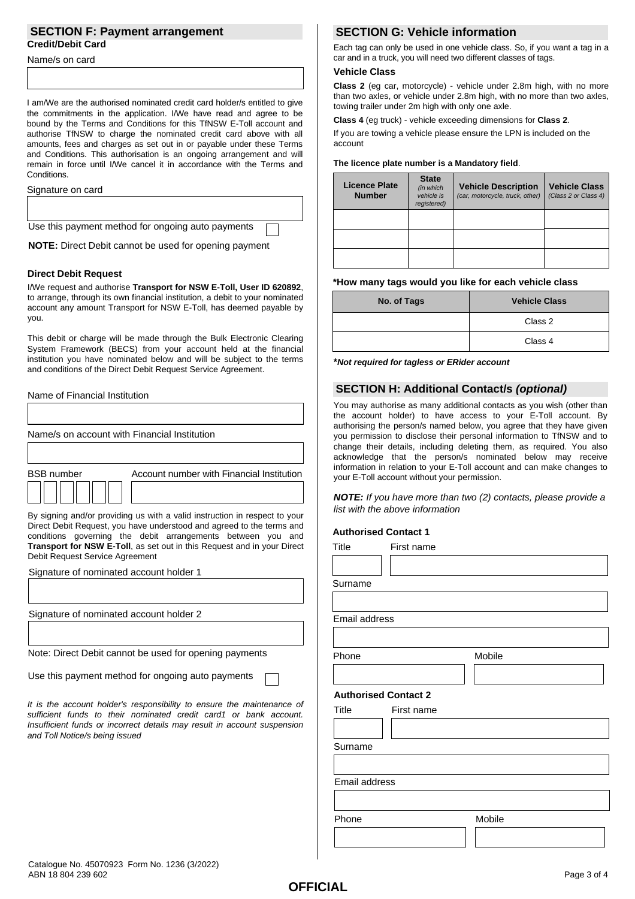## SECTION F: Payment arrangement

**Credit/Debit Card**

Name/s on card

I am/We are the authorised nominated credit card holder/s entitled to give the commitments in the application. I/We have read and agree to be bound by the Terms and Conditions for this TfNSW E-Toll account and authorise TfNSW to charge the nominated credit card above with all amounts, fees and charges as set out in or payable under these Terms and Conditions. This authorisation is an ongoing arrangement and will remain in force until I/We cancel it in accordance with the Terms and Conditions.

Signature on card

Use this payment method for ongoing auto payments ☐

**NOTE:** Direct Debit cannot be used for opening payment

**Direct Debit Request**

I/We request and authorise **Transport for NSW E-Toll, User ID 620892**, to arrange, through its own financial institution, a debit to your nominated account any amount Transport for NSW E-Toll, has deemed payable by you.

This debit or charge will be made through the Bulk Electronic Clearing System Framework (BECS) from your account held at the financial institution you have nominated below and will be subject to the terms and conditions of the Direct Debit Request Service Agreement.

Name of Financial Institution

Name/s on account with Financial Institution

BSB number

Account number with Financial Institution

By signing and/or providing us with a valid instruction in respect to your Direct Debit Request, you have understood and agreed to the terms and conditions governing the debit arrangements between you and **Transport for NSW E-Toll**, as set out in this Request and in your Direct Debit Request Service Agreement

Signature of nominated account holder 1

Signature of nominated account holder 2

Note: Direct Debit cannot be used for opening payments

Use this payment method for ongoing auto payments ☐

*It is the account holder's responsibility to ensure the maintenance of sufficient funds to their nominated credit card1 or bank account. Insufficient funds or incorrect details may result in account suspension and Toll Notice/s being issued*

## SECTION G: Vehicle information

Each tag can only be used in one vehicle class. So, if you want a tag in a car and in a truck, you will need two different classes of tags.

**Vehicle Class**

**Class 2** (eg car, motorcycle) - vehicle under 2.8m high, with no more than two axles, or vehicle under 2.8m high, with no more than two axles, towing trailer under 2m high with only one axle.

**Class 4** (eg truck) - vehicle exceeding dimensions for **Class 2**.

If you are towing a vehicle please ensure the LPN is included on the account

**The licence plate number is a Mandatory field**.

| Licence Plate Number | State *(in which vehicle is registered)* | Vehicle Description *(car, motorcycle, truck, other)* | Vehicle Class *(Class 2 or Class 4)* |
|---|---|---|---|
| | | | |
| | | | |
| | | | |

**\*How many tags would you like for each vehicle class**

| No. of Tags | Vehicle Class |
|---|---|
| | Class 2 |
| | Class 4 |

***Not required for tagless or ERider account***

## SECTION H: Additional Contact/s *(optional)*

You may authorise as many additional contacts as you wish (other than the account holder) to have access to your E-Toll account. By authorising the person/s named below, you agree that they have given you permission to disclose their personal information to TfNSW and to change their details, including deleting them, as required. You also acknowledge that the person/s nominated below may receive information in relation to your E-Toll account and can make changes to your E-Toll account without your permission.

***NOTE:*** *If you have more than two (2) contacts, please provide a list with the above information*

**Authorised Contact 1**

Title | First name

Surname

Email address

Phone | Mobile

**Authorised Contact 2**

Title | First name

Surname

Email address

Phone | Mobile

Catalogue No. 45070923 Form No. 1236 (3/2022)
ABN 18 804 239 602

OFFICIAL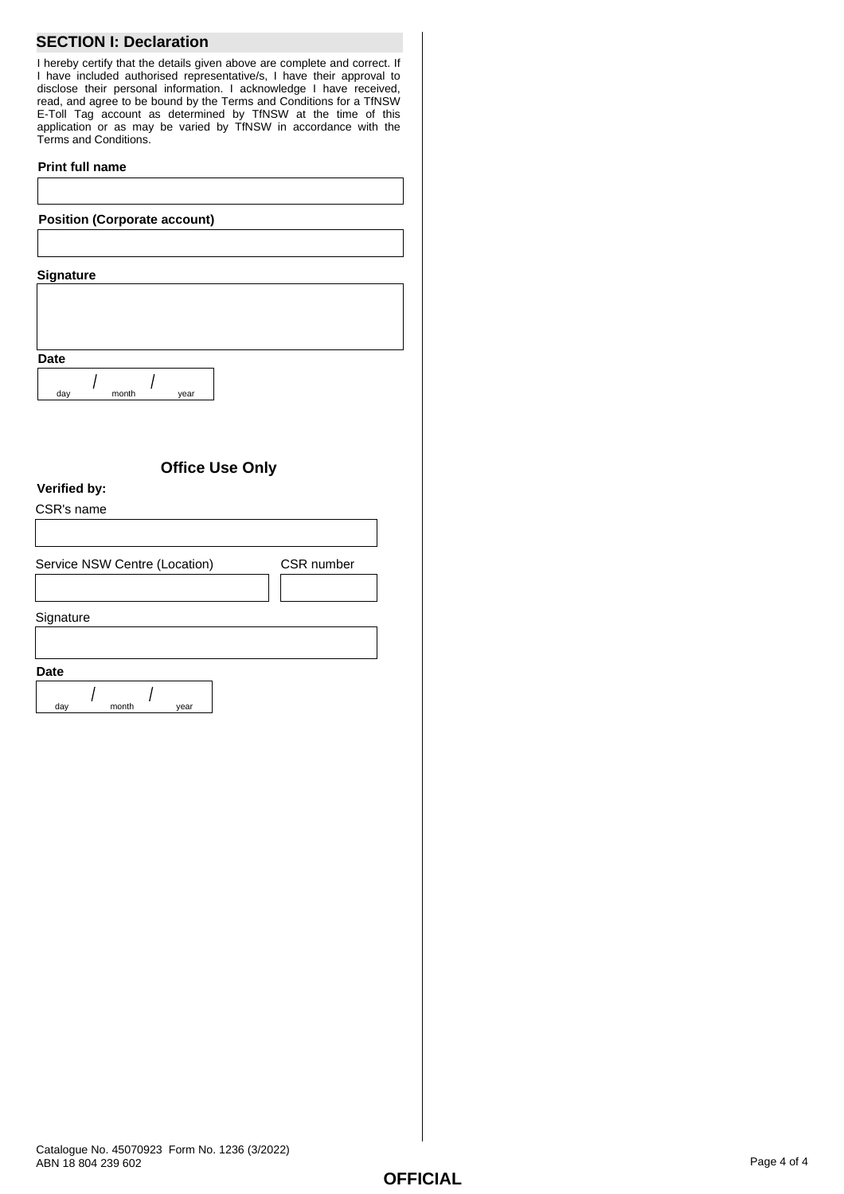## SECTION I: Declaration

I hereby certify that the details given above are complete and correct. If I have included authorised representative/s, I have their approval to disclose their personal information. I acknowledge I have received, read, and agree to be bound by the Terms and Conditions for a TfNSW E-Toll Tag account as determined by TfNSW at the time of this application or as may be varied by TfNSW in accordance with the Terms and Conditions.

**Print full name**

**Position (Corporate account)**

**Signature**

**Date**

/ /
day month year

### Office Use Only

**Verified by:**

CSR's name

Service NSW Centre (Location)

CSR number

Signature

**Date**

/ /
day month year

Catalogue No. 45070923 Form No. 1236 (3/2022)
ABN 18 804 239 602

OFFICIAL